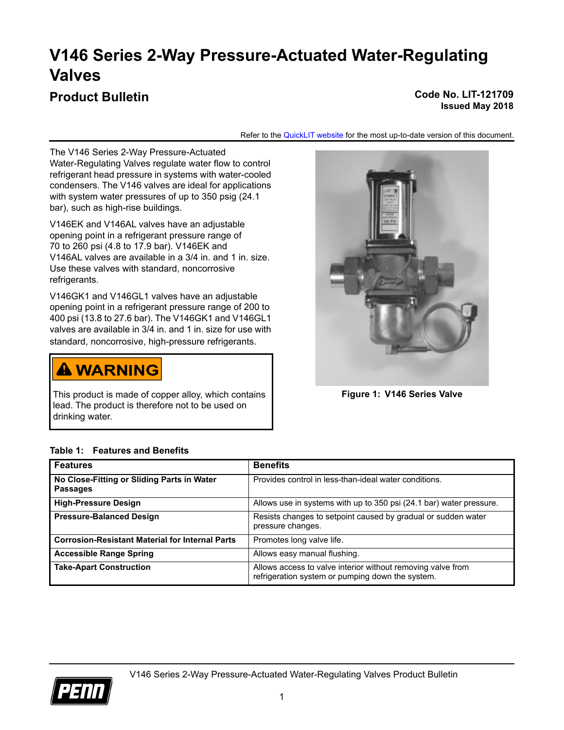# V146 Series 2-Way Pressure-Actuated Water-Regulating Valves

## Product Bulletin

**Code No. LIT-121709**
**Issued May 2018**

Refer to the QuickLIT website for the most up-to-date version of this document.

The V146 Series 2-Way Pressure-Actuated Water-Regulating Valves regulate water flow to control refrigerant head pressure in systems with water-cooled condensers. The V146 valves are ideal for applications with system water pressures of up to 350 psig (24.1 bar), such as high-rise buildings.

V146EK and V146AL valves have an adjustable opening point in a refrigerant pressure range of 70 to 260 psi (4.8 to 17.9 bar). V146EK and V146AL valves are available in a 3/4 in. and 1 in. size. Use these valves with standard, noncorrosive refrigerants.

V146GK1 and V146GL1 valves have an adjustable opening point in a refrigerant pressure range of 200 to 400 psi (13.8 to 27.6 bar). The V146GK1 and V146GL1 valves are available in 3/4 in. and 1 in. size for use with standard, noncorrosive, high-pressure refrigerants.

> **⚠ WARNING**
>
> This product is made of copper alloy, which contains lead. The product is therefore not to be used on drinking water.

**Figure 1: V146 Series Valve**

**Table 1: Features and Benefits**

| Features | Benefits |
|---|---|
| **No Close-Fitting or Sliding Parts in Water Passages** | Provides control in less-than-ideal water conditions. |
| **High-Pressure Design** | Allows use in systems with up to 350 psi (24.1 bar) water pressure. |
| **Pressure-Balanced Design** | Resists changes to setpoint caused by gradual or sudden water pressure changes. |
| **Corrosion-Resistant Material for Internal Parts** | Promotes long valve life. |
| **Accessible Range Spring** | Allows easy manual flushing. |
| **Take-Apart Construction** | Allows access to valve interior without removing valve from refrigeration system or pumping down the system. |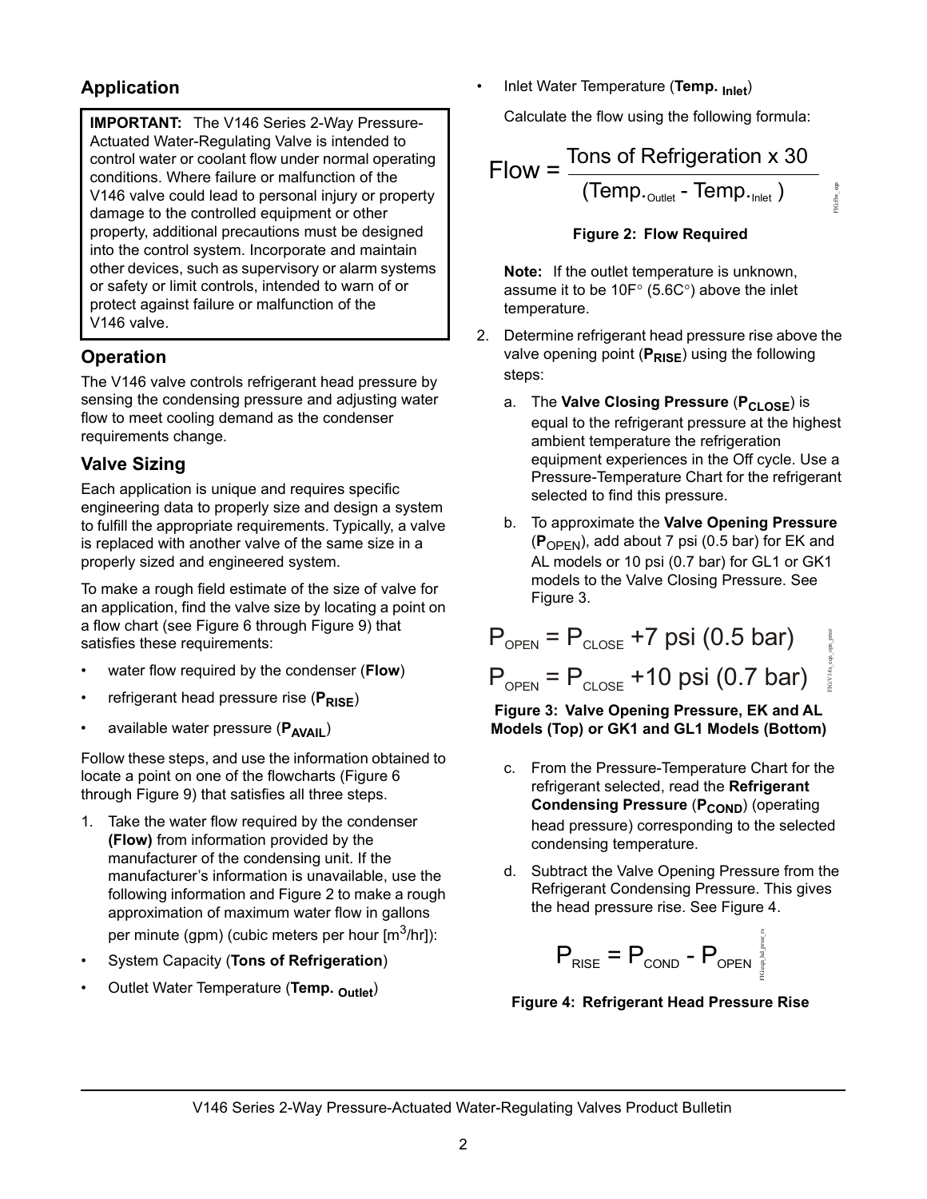## Application

**IMPORTANT:** The V146 Series 2-Way Pressure-Actuated Water-Regulating Valve is intended to control water or coolant flow under normal operating conditions. Where failure or malfunction of the V146 valve could lead to personal injury or property damage to the controlled equipment or other property, additional precautions must be designed into the control system. Incorporate and maintain other devices, such as supervisory or alarm systems or safety or limit controls, intended to warn of or protect against failure or malfunction of the V146 valve.

## Operation

The V146 valve controls refrigerant head pressure by sensing the condensing pressure and adjusting water flow to meet cooling demand as the condenser requirements change.

## Valve Sizing

Each application is unique and requires specific engineering data to properly size and design a system to fulfill the appropriate requirements. Typically, a valve is replaced with another valve of the same size in a properly sized and engineered system.

To make a rough field estimate of the size of valve for an application, find the valve size by locating a point on a flow chart (see Figure 6 through Figure 9) that satisfies these requirements:

- water flow required by the condenser (**Flow**)
- refrigerant head pressure rise (**$P_{RISE}$**)
- available water pressure (**$P_{AVAIL}$**)

Follow these steps, and use the information obtained to locate a point on one of the flowcharts (Figure 6 through Figure 9) that satisfies all three steps.

1. Take the water flow required by the condenser **(Flow)** from information provided by the manufacturer of the condensing unit. If the manufacturer's information is unavailable, use the following information and Figure 2 to make a rough approximation of maximum water flow in gallons per minute (gpm) (cubic meters per hour [$m^3$/hr]):

- System Capacity (**Tons of Refrigeration**)
- Outlet Water Temperature (**$\text{Temp.}_{\text{Outlet}}$**)
- Inlet Water Temperature (**$\text{Temp.}_{\text{Inlet}}$**)

Calculate the flow using the following formula:

$$\text{Flow} = \frac{\text{Tons of Refrigeration x 30}}{(\text{Temp.}_{\text{Outlet}} - \text{Temp.}_{\text{Inlet}})}$$

**Figure 2: Flow Required**

**Note:** If the outlet temperature is unknown, assume it to be 10F° (5.6C°) above the inlet temperature.

2. Determine refrigerant head pressure rise above the valve opening point (**$P_{RISE}$**) using the following steps:

   a. The **Valve Closing Pressure** (**$P_{CLOSE}$**) is equal to the refrigerant pressure at the highest ambient temperature the refrigeration equipment experiences in the Off cycle. Use a Pressure-Temperature Chart for the refrigerant selected to find this pressure.

   b. To approximate the **Valve Opening Pressure** (**$P_{OPEN}$**), add about 7 psi (0.5 bar) for EK and AL models or 10 psi (0.7 bar) for GL1 or GK1 models to the Valve Closing Pressure. See Figure 3.

$$P_{OPEN} = P_{CLOSE} + 7 \text{ psi } (0.5 \text{ bar})$$

$$P_{OPEN} = P_{CLOSE} + 10 \text{ psi } (0.7 \text{ bar})$$

**Figure 3: Valve Opening Pressure, EK and AL Models (Top) or GK1 and GL1 Models (Bottom)**

   c. From the Pressure-Temperature Chart for the refrigerant selected, read the **Refrigerant Condensing Pressure** (**$P_{COND}$**) (operating head pressure) corresponding to the selected condensing temperature.

   d. Subtract the Valve Opening Pressure from the Refrigerant Condensing Pressure. This gives the head pressure rise. See Figure 4.

$$P_{RISE} = P_{COND} - P_{OPEN}$$

**Figure 4: Refrigerant Head Pressure Rise**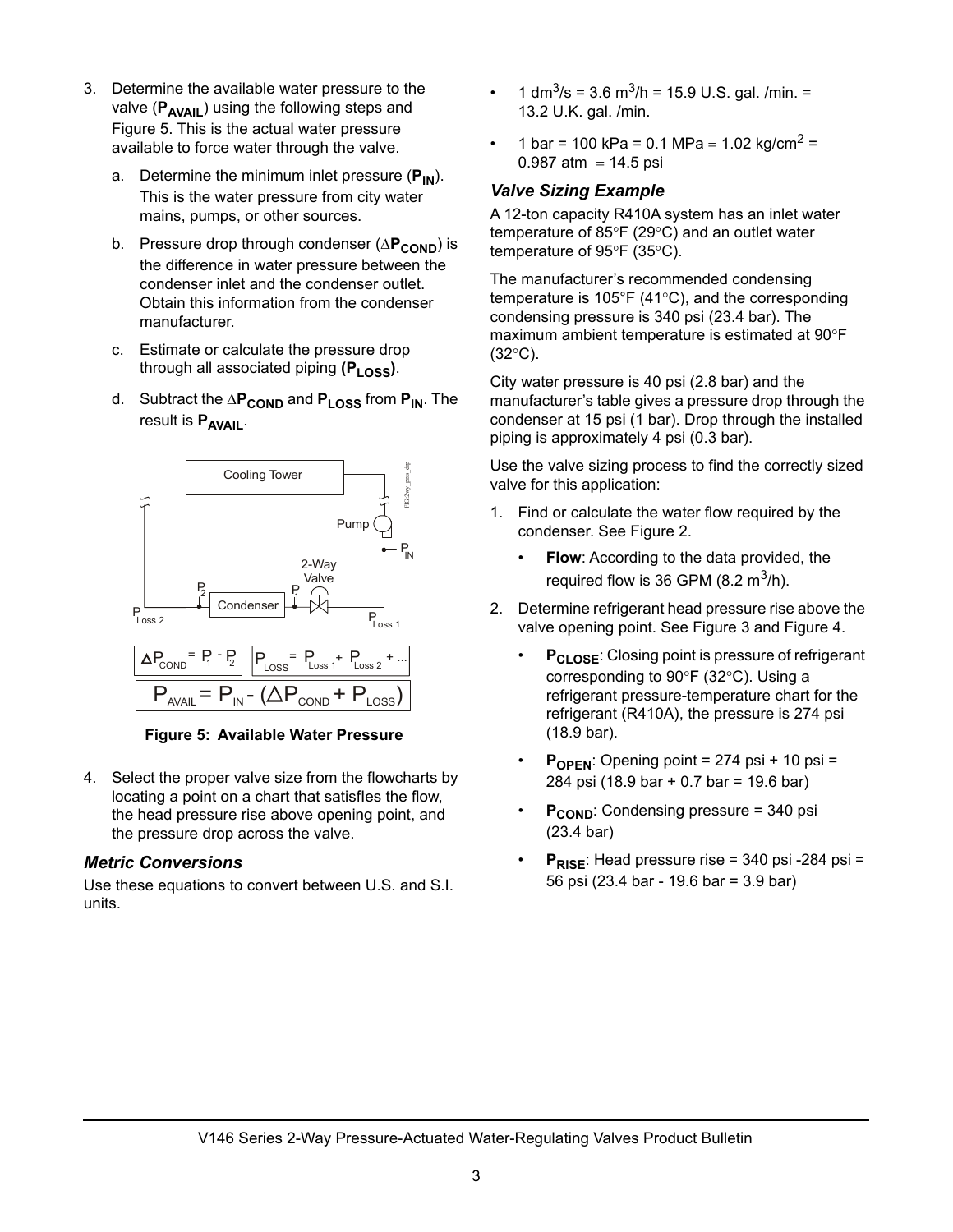3. Determine the available water pressure to the valve (**$P_{AVAIL}$**) using the following steps and Figure 5. This is the actual water pressure available to force water through the valve.

   a. Determine the minimum inlet pressure (**$P_{IN}$**). This is the water pressure from city water mains, pumps, or other sources.

   b. Pressure drop through condenser (**$\Delta P_{COND}$**) is the difference in water pressure between the condenser inlet and the condenser outlet. Obtain this information from the condenser manufacturer.

   c. Estimate or calculate the pressure drop through all associated piping **($P_{LOSS}$)**.

   d. Subtract the **$\Delta P_{COND}$** and **$P_{LOSS}$** from **$P_{IN}$**. The result is **$P_{AVAIL}$**.

$$\Delta P_{COND} = P_1 - P_2 \qquad P_{LOSS} = P_{Loss\,1} + P_{Loss\,2} + \ldots$$

$$P_{AVAIL} = P_{IN} - (\Delta P_{COND} + P_{LOSS})$$

**Figure 5: Available Water Pressure**

4. Select the proper valve size from the flowcharts by locating a point on a chart that satisfies the flow, the head pressure rise above opening point, and the pressure drop across the valve.

### *Metric Conversions*

Use these equations to convert between U.S. and S.I. units.

- 1 $dm^3/s$ = 3.6 $m^3/h$ = 15.9 U.S. gal. /min. = 13.2 U.K. gal. /min.
- 1 bar = 100 kPa = 0.1 MPa = 1.02 $kg/cm^2$ = 0.987 atm = 14.5 psi

### *Valve Sizing Example*

A 12-ton capacity R410A system has an inlet water temperature of 85°F (29°C) and an outlet water temperature of 95°F (35°C).

The manufacturer's recommended condensing temperature is 105°F (41°C), and the corresponding condensing pressure is 340 psi (23.4 bar). The maximum ambient temperature is estimated at 90°F (32°C).

City water pressure is 40 psi (2.8 bar) and the manufacturer's table gives a pressure drop through the condenser at 15 psi (1 bar). Drop through the installed piping is approximately 4 psi (0.3 bar).

Use the valve sizing process to find the correctly sized valve for this application:

1. Find or calculate the water flow required by the condenser. See Figure 2.
   - **Flow**: According to the data provided, the required flow is 36 GPM (8.2 $m^3/h$).
2. Determine refrigerant head pressure rise above the valve opening point. See Figure 3 and Figure 4.
   - **$P_{CLOSE}$**: Closing point is pressure of refrigerant corresponding to 90°F (32°C). Using a refrigerant pressure-temperature chart for the refrigerant (R410A), the pressure is 274 psi (18.9 bar).
   - **$P_{OPEN}$**: Opening point = 274 psi + 10 psi = 284 psi (18.9 bar + 0.7 bar = 19.6 bar)
   - **$P_{COND}$**: Condensing pressure = 340 psi (23.4 bar)
   - **$P_{RISE}$**: Head pressure rise = 340 psi -284 psi = 56 psi (23.4 bar - 19.6 bar = 3.9 bar)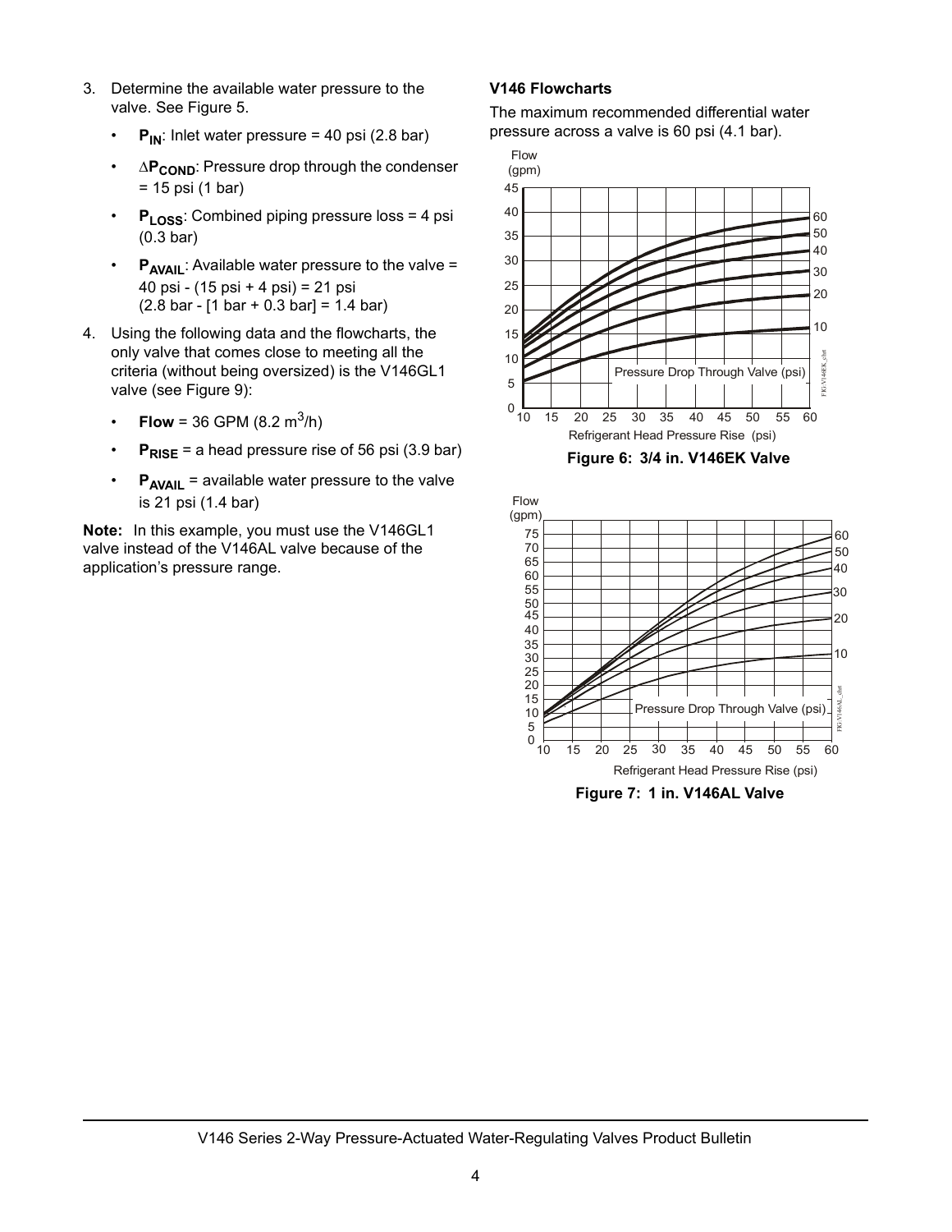3. Determine the available water pressure to the valve. See Figure 5.
   - $P_{IN}$: Inlet water pressure = 40 psi (2.8 bar)
   - $\Delta P_{COND}$: Pressure drop through the condenser = 15 psi (1 bar)
   - $P_{LOSS}$: Combined piping pressure loss = 4 psi (0.3 bar)
   - $P_{AVAIL}$: Available water pressure to the valve = 40 psi - (15 psi + 4 psi) = 21 psi (2.8 bar - [1 bar + 0.3 bar] = 1.4 bar)
4. Using the following data and the flowcharts, the only valve that comes close to meeting all the criteria (without being oversized) is the V146GL1 valve (see Figure 9):
   - **Flow** = 36 GPM (8.2 $m^3$/h)
   - $P_{RISE}$ = a head pressure rise of 56 psi (3.9 bar)
   - $P_{AVAIL}$ = available water pressure to the valve is 21 psi (1.4 bar)

**Note:** In this example, you must use the V146GL1 valve instead of the V146AL valve because of the application's pressure range.

### V146 Flowcharts

The maximum recommended differential water pressure across a valve is 60 psi (4.1 bar).

**Figure 6: 3/4 in. V146EK Valve**

**Figure 7: 1 in. V146AL Valve**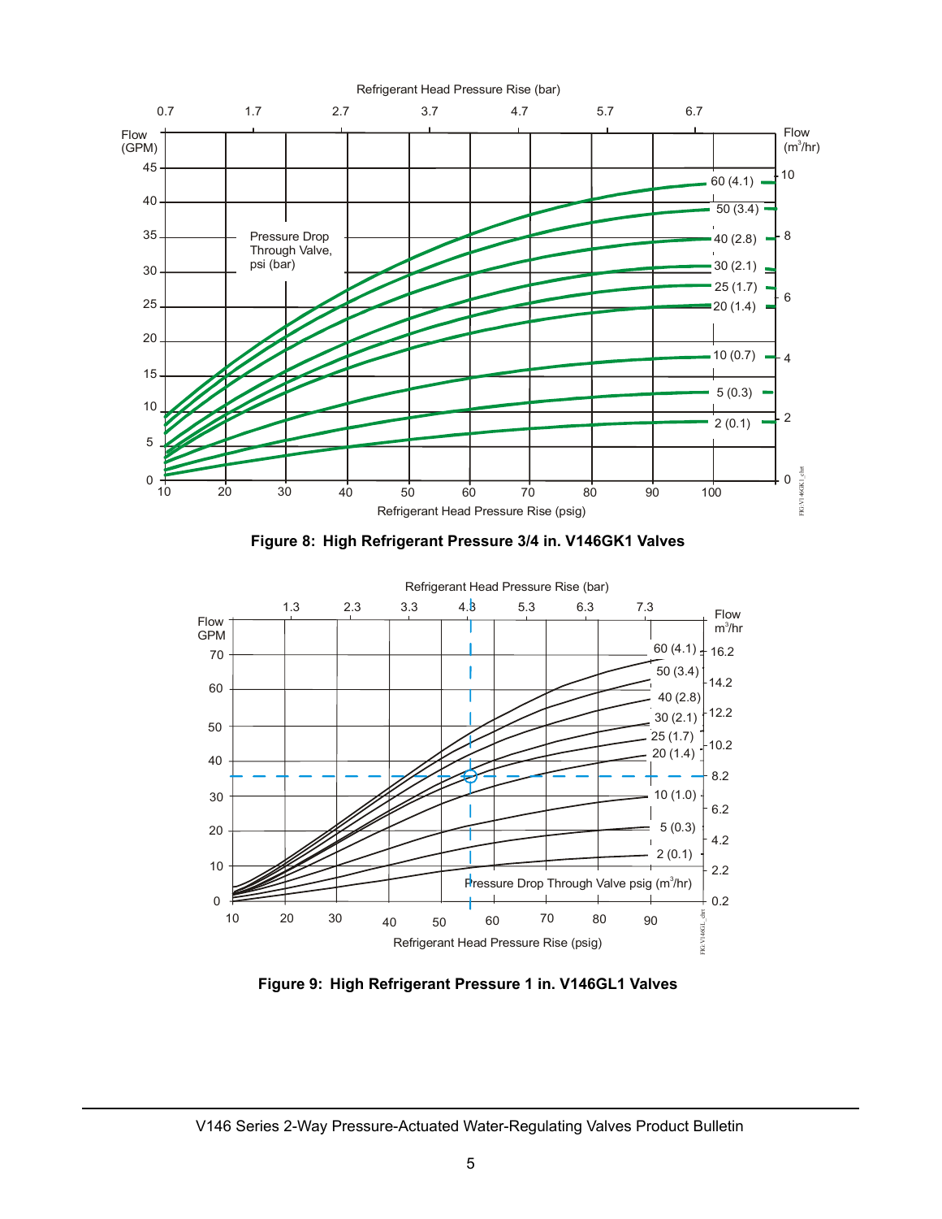Figure 8: High Refrigerant Pressure 3/4 in. V146GK1 Valves

Figure 9: High Refrigerant Pressure 1 in. V146GL1 Valves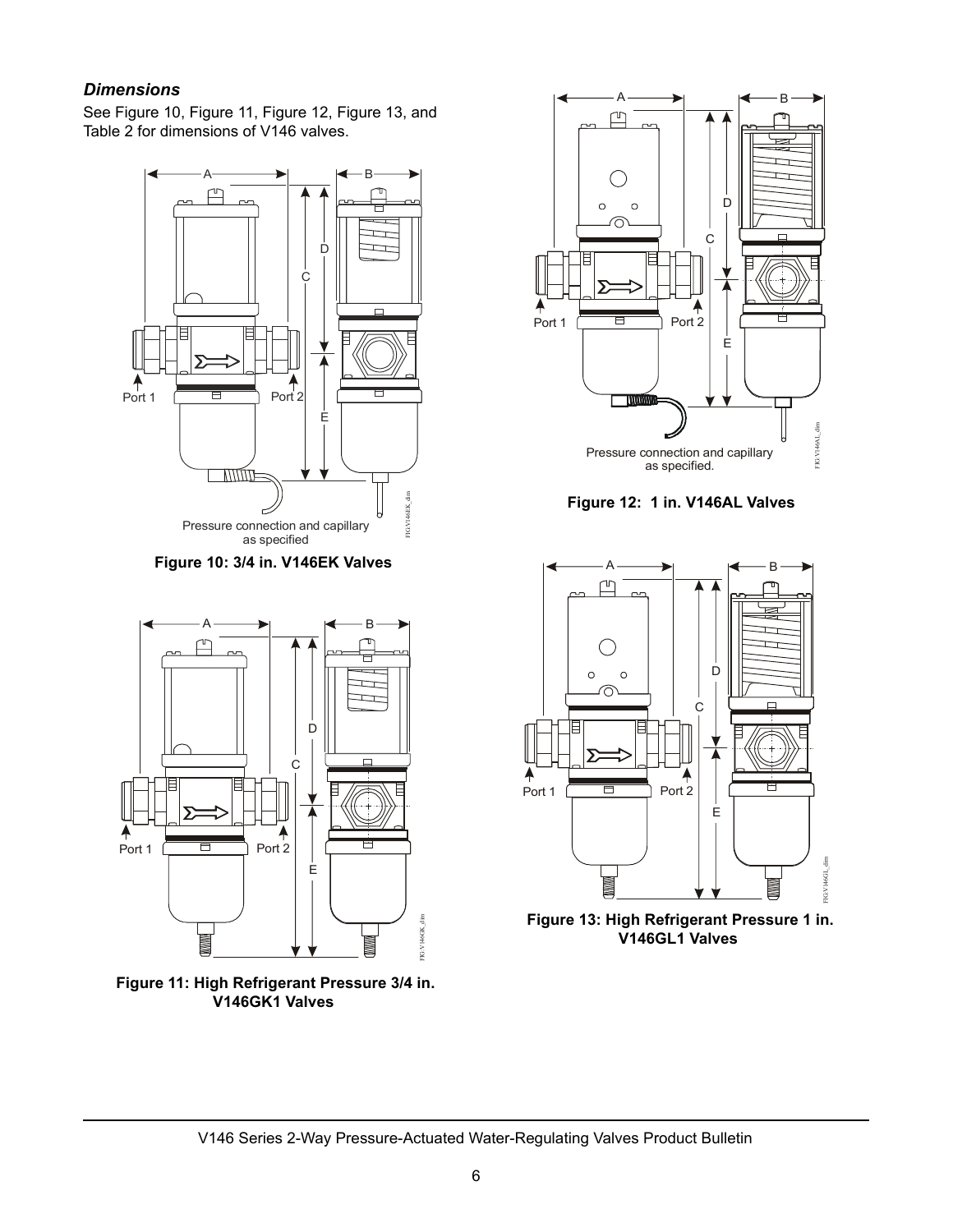### *Dimensions*

See Figure 10, Figure 11, Figure 12, Figure 13, and Table 2 for dimensions of V146 valves.

**Figure 10: 3/4 in. V146EK Valves**

**Figure 11: High Refrigerant Pressure 3/4 in. V146GK1 Valves**

**Figure 12: 1 in. V146AL Valves**

**Figure 13: High Refrigerant Pressure 1 in. V146GL1 Valves**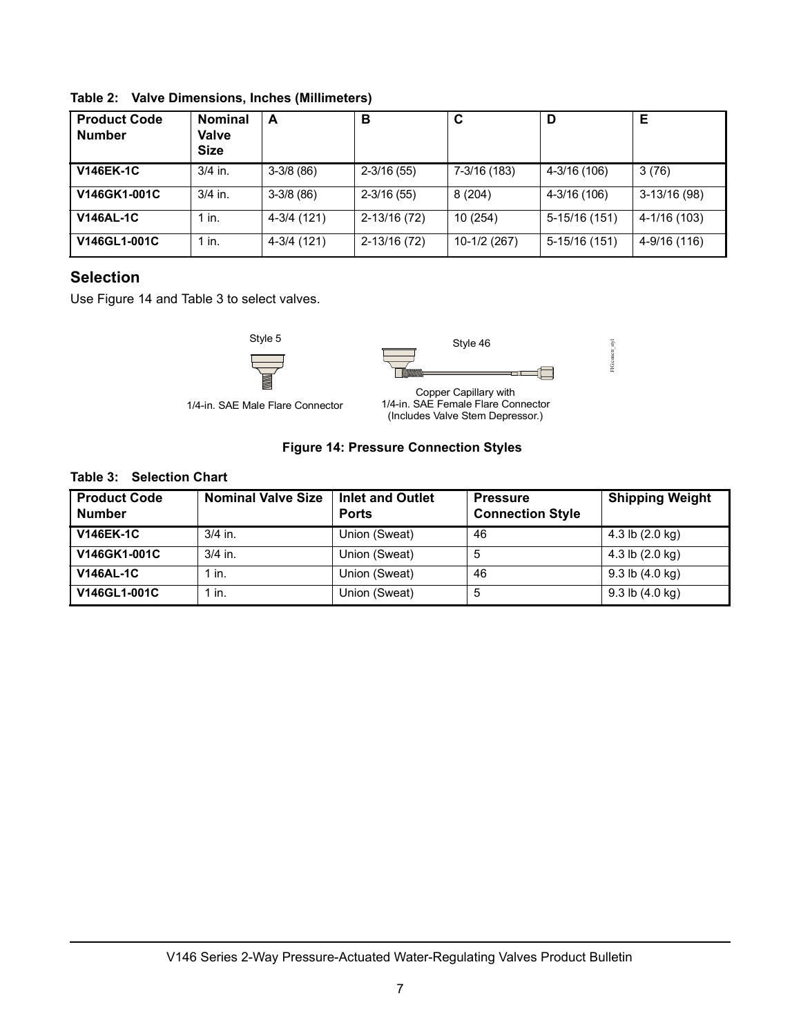**Table 2: Valve Dimensions, Inches (Millimeters)**

| Product Code Number | Nominal Valve Size | A | B | C | D | E |
|---|---|---|---|---|---|---|
| **V146EK-1C** | 3/4 in. | 3-3/8 (86) | 2-3/16 (55) | 7-3/16 (183) | 4-3/16 (106) | 3 (76) |
| **V146GK1-001C** | 3/4 in. | 3-3/8 (86) | 2-3/16 (55) | 8 (204) | 4-3/16 (106) | 3-13/16 (98) |
| **V146AL-1C** | 1 in. | 4-3/4 (121) | 2-13/16 (72) | 10 (254) | 5-15/16 (151) | 4-1/16 (103) |
| **V146GL1-001C** | 1 in. | 4-3/4 (121) | 2-13/16 (72) | 10-1/2 (267) | 5-15/16 (151) | 4-9/16 (116) |

## Selection

Use Figure 14 and Table 3 to select valves.

Style 5

1/4-in. SAE Male Flare Connector

Style 46

Copper Capillary with 1/4-in. SAE Female Flare Connector (Includes Valve Stem Depressor.)

**Figure 14: Pressure Connection Styles**

**Table 3: Selection Chart**

| Product Code Number | Nominal Valve Size | Inlet and Outlet Ports | Pressure Connection Style | Shipping Weight |
|---|---|---|---|---|
| **V146EK-1C** | 3/4 in. | Union (Sweat) | 46 | 4.3 lb (2.0 kg) |
| **V146GK1-001C** | 3/4 in. | Union (Sweat) | 5 | 4.3 lb (2.0 kg) |
| **V146AL-1C** | 1 in. | Union (Sweat) | 46 | 9.3 lb (4.0 kg) |
| **V146GL1-001C** | 1 in. | Union (Sweat) | 5 | 9.3 lb (4.0 kg) |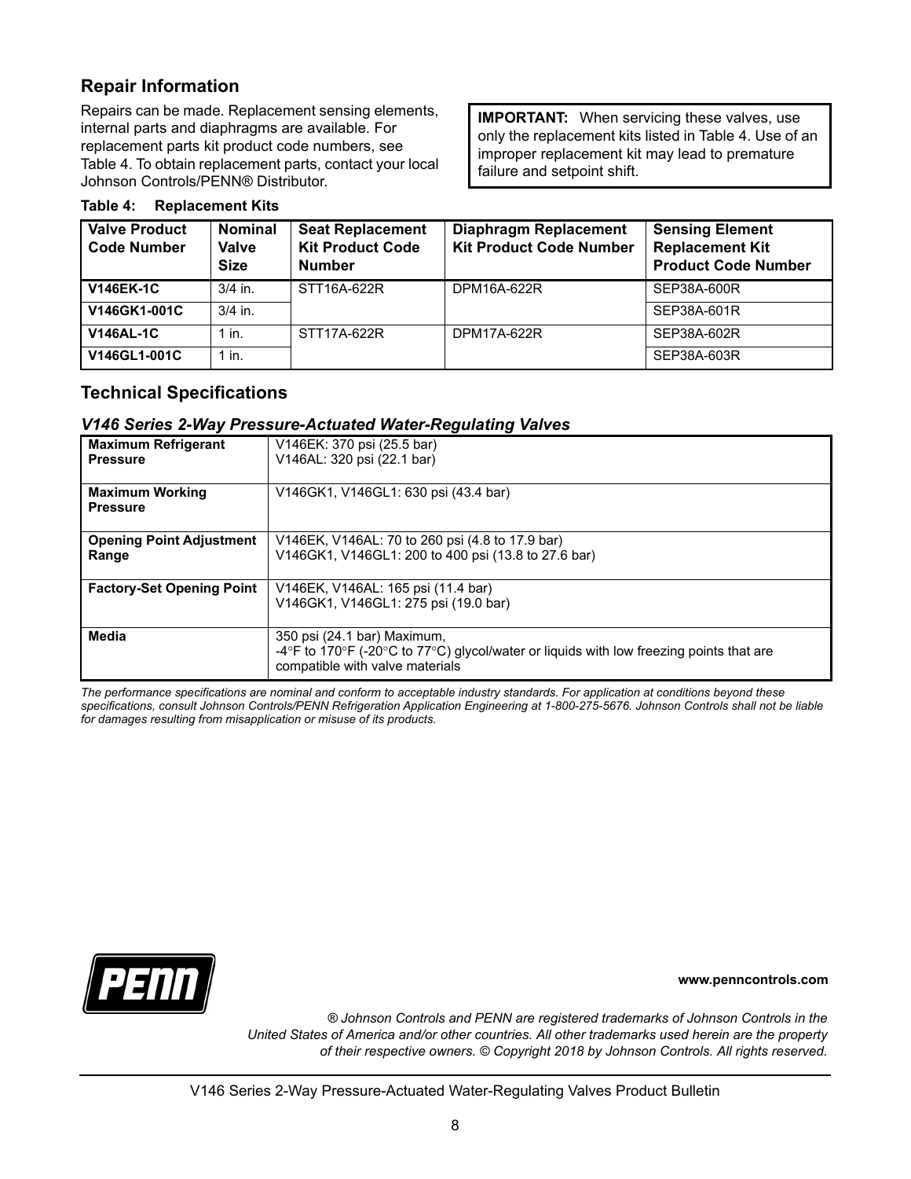## Repair Information

Repairs can be made. Replacement sensing elements, internal parts and diaphragms are available. For replacement parts kit product code numbers, see Table 4. To obtain replacement parts, contact your local Johnson Controls/PENN® Distributor.

**IMPORTANT:** When servicing these valves, use only the replacement kits listed in Table 4. Use of an improper replacement kit may lead to premature failure and setpoint shift.

**Table 4: Replacement Kits**

| Valve Product Code Number | Nominal Valve Size | Seat Replacement Kit Product Code Number | Diaphragm Replacement Kit Product Code Number | Sensing Element Replacement Kit Product Code Number |
|---|---|---|---|---|
| **V146EK-1C** | 3/4 in. | STT16A-622R | DPM16A-622R | SEP38A-600R |
| **V146GK1-001C** | 3/4 in. | | | SEP38A-601R |
| **V146AL-1C** | 1 in. | STT17A-622R | DPM17A-622R | SEP38A-602R |
| **V146GL1-001C** | 1 in. | | | SEP38A-603R |

## Technical Specifications

### *V146 Series 2-Way Pressure-Actuated Water-Regulating Valves*

| | |
|---|---|
| **Maximum Refrigerant Pressure** | V146EK: 370 psi (25.5 bar)<br>V146AL: 320 psi (22.1 bar) |
| **Maximum Working Pressure** | V146GK1, V146GL1: 630 psi (43.4 bar) |
| **Opening Point Adjustment Range** | V146EK, V146AL: 70 to 260 psi (4.8 to 17.9 bar)<br>V146GK1, V146GL1: 200 to 400 psi (13.8 to 27.6 bar) |
| **Factory-Set Opening Point** | V146EK, V146AL: 165 psi (11.4 bar)<br>V146GK1, V146GL1: 275 psi (19.0 bar) |
| **Media** | 350 psi (24.1 bar) Maximum,<br>-4°F to 170°F (-20°C to 77°C) glycol/water or liquids with low freezing points that are compatible with valve materials |

*The performance specifications are nominal and conform to acceptable industry standards. For application at conditions beyond these specifications, consult Johnson Controls/PENN Refrigeration Application Engineering at 1-800-275-5676. Johnson Controls shall not be liable for damages resulting from misapplication or misuse of its products.*

PENN

**www.penncontrols.com**

*® Johnson Controls and PENN are registered trademarks of Johnson Controls in the United States of America and/or other countries. All other trademarks used herein are the property of their respective owners. © Copyright 2018 by Johnson Controls. All rights reserved.*